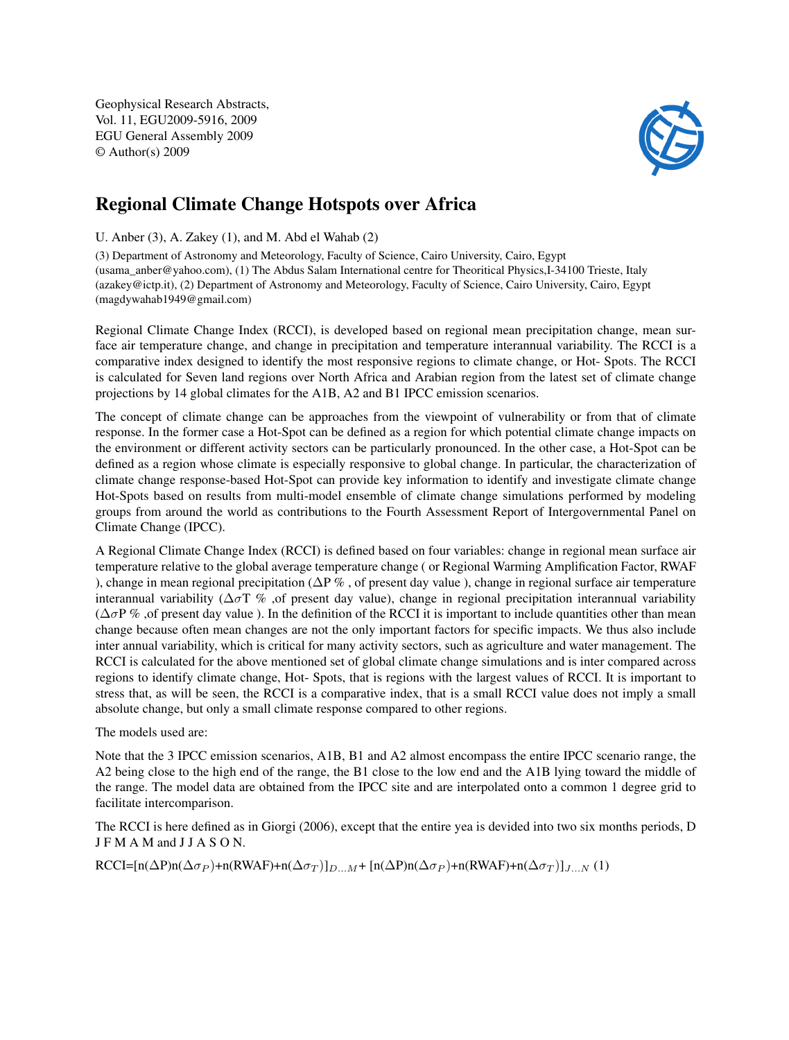Geophysical Research Abstracts,
Vol. 11, EGU2009-5916, 2009
EGU General Assembly 2009
© Author(s) 2009

# Regional Climate Change Hotspots over Africa

U. Anber (3), A. Zakey (1), and M. Abd el Wahab (2)

(3) Department of Astronomy and Meteorology, Faculty of Science, Cairo University, Cairo, Egypt (usama_anber@yahoo.com), (1) The Abdus Salam International centre for Theoritical Physics,I-34100 Trieste, Italy (azakey@ictp.it), (2) Department of Astronomy and Meteorology, Faculty of Science, Cairo University, Cairo, Egypt (magdywahab1949@gmail.com)

Regional Climate Change Index (RCCI), is developed based on regional mean precipitation change, mean surface air temperature change, and change in precipitation and temperature interannual variability. The RCCI is a comparative index designed to identify the most responsive regions to climate change, or Hot- Spots. The RCCI is calculated for Seven land regions over North Africa and Arabian region from the latest set of climate change projections by 14 global climates for the A1B, A2 and B1 IPCC emission scenarios.

The concept of climate change can be approaches from the viewpoint of vulnerability or from that of climate response. In the former case a Hot-Spot can be defined as a region for which potential climate change impacts on the environment or different activity sectors can be particularly pronounced. In the other case, a Hot-Spot can be defined as a region whose climate is especially responsive to global change. In particular, the characterization of climate change response-based Hot-Spot can provide key information to identify and investigate climate change Hot-Spots based on results from multi-model ensemble of climate change simulations performed by modeling groups from around the world as contributions to the Fourth Assessment Report of Intergovernmental Panel on Climate Change (IPCC).

A Regional Climate Change Index (RCCI) is defined based on four variables: change in regional mean surface air temperature relative to the global average temperature change ( or Regional Warming Amplification Factor, RWAF ), change in mean regional precipitation ($\Delta$P % , of present day value ), change in regional surface air temperature interannual variability ($\Delta\sigma$T % ,of present day value), change in regional precipitation interannual variability ($\Delta\sigma$P % ,of present day value ). In the definition of the RCCI it is important to include quantities other than mean change because often mean changes are not the only important factors for specific impacts. We thus also include inter annual variability, which is critical for many activity sectors, such as agriculture and water management. The RCCI is calculated for the above mentioned set of global climate change simulations and is inter compared across regions to identify climate change, Hot- Spots, that is regions with the largest values of RCCI. It is important to stress that, as will be seen, the RCCI is a comparative index, that is a small RCCI value does not imply a small absolute change, but only a small climate response compared to other regions.

The models used are:

Note that the 3 IPCC emission scenarios, A1B, B1 and A2 almost encompass the entire IPCC scenario range, the A2 being close to the high end of the range, the B1 close to the low end and the A1B lying toward the middle of the range. The model data are obtained from the IPCC site and are interpolated onto a common 1 degree grid to facilitate intercomparison.

The RCCI is here defined as in Giorgi (2006), except that the entire yea is devided into two six months periods, D J F M A M and J J A S O N.

$$\text{RCCI}=[\text{n}(\Delta\text{P})\text{n}(\Delta\sigma_P)+\text{n}(\text{RWAF})+\text{n}(\Delta\sigma_T)]_{D...M}+[\text{n}(\Delta\text{P})\text{n}(\Delta\sigma_P)+\text{n}(\text{RWAF})+\text{n}(\Delta\sigma_T)]_{J...N} \quad (1)$$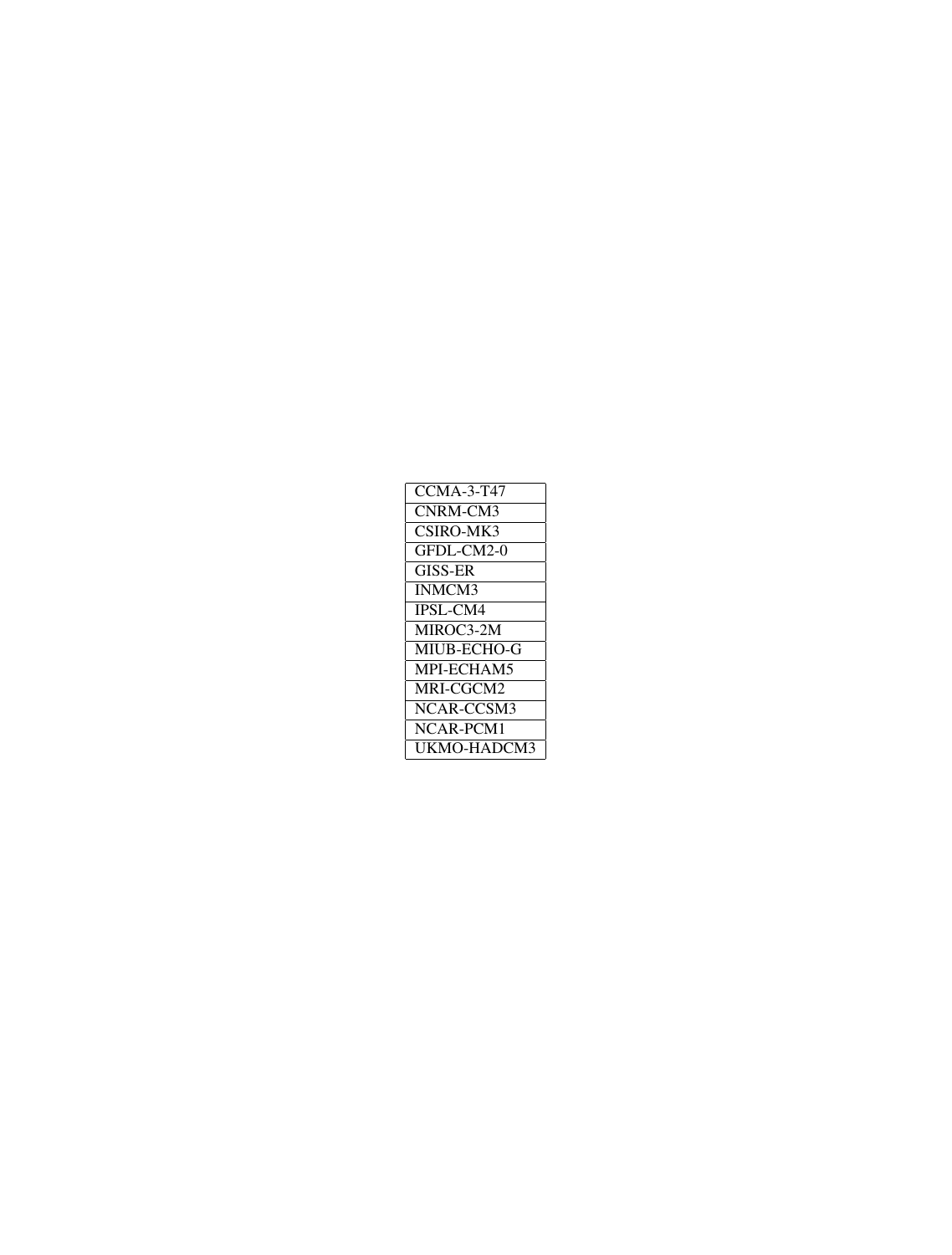| |
|---|
| CCMA-3-T47 |
| CNRM-CM3 |
| CSIRO-MK3 |
| GFDL-CM2-0 |
| GISS-ER |
| INMCM3 |
| IPSL-CM4 |
| MIROC3-2M |
| MIUB-ECHO-G |
| MPI-ECHAM5 |
| MRI-CGCM2 |
| NCAR-CCSM3 |
| NCAR-PCM1 |
| UKMO-HADCM3 |